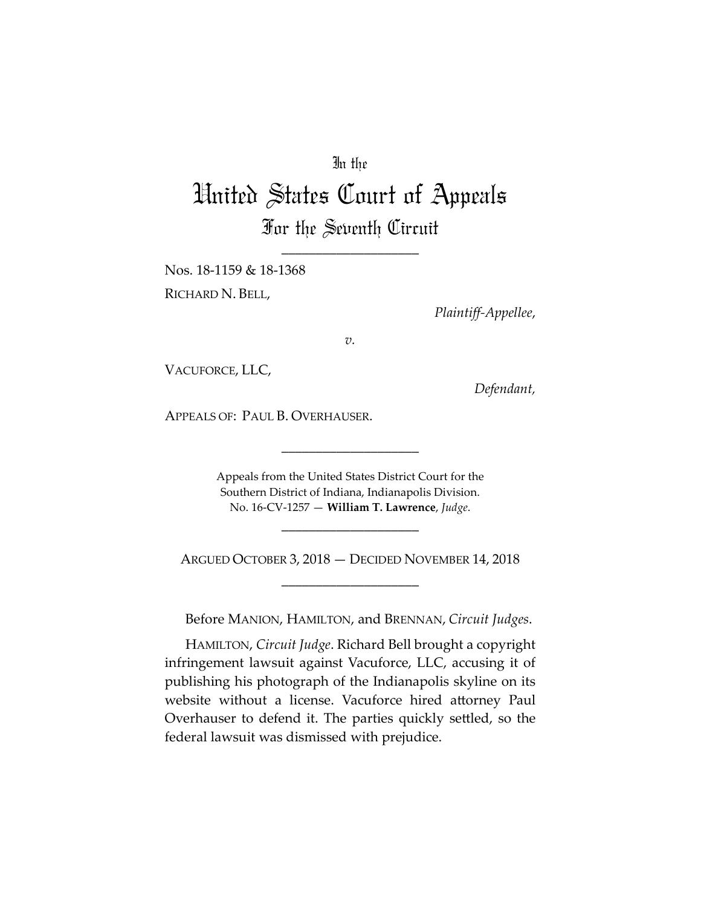In the

# United States Court of Appeals

## For the Seventh Circuit

---

Nos. 18-1159 & 18-1368

RICHARD N. BELL,

*Plaintiff-Appellee*,

*v.*

VACUFORCE, LLC,

*Defendant*,

APPEALS OF: PAUL B. OVERHAUSER.

---

Appeals from the United States District Court for the Southern District of Indiana, Indianapolis Division.
No. 16-CV-1257 — **William T. Lawrence**, *Judge*.

---

ARGUED OCTOBER 3, 2018 — DECIDED NOVEMBER 14, 2018

---

Before MANION, HAMILTON, and BRENNAN, *Circuit Judges*.

HAMILTON, *Circuit Judge*. Richard Bell brought a copyright infringement lawsuit against Vacuforce, LLC, accusing it of publishing his photograph of the Indianapolis skyline on its website without a license. Vacuforce hired attorney Paul Overhauser to defend it. The parties quickly settled, so the federal lawsuit was dismissed with prejudice.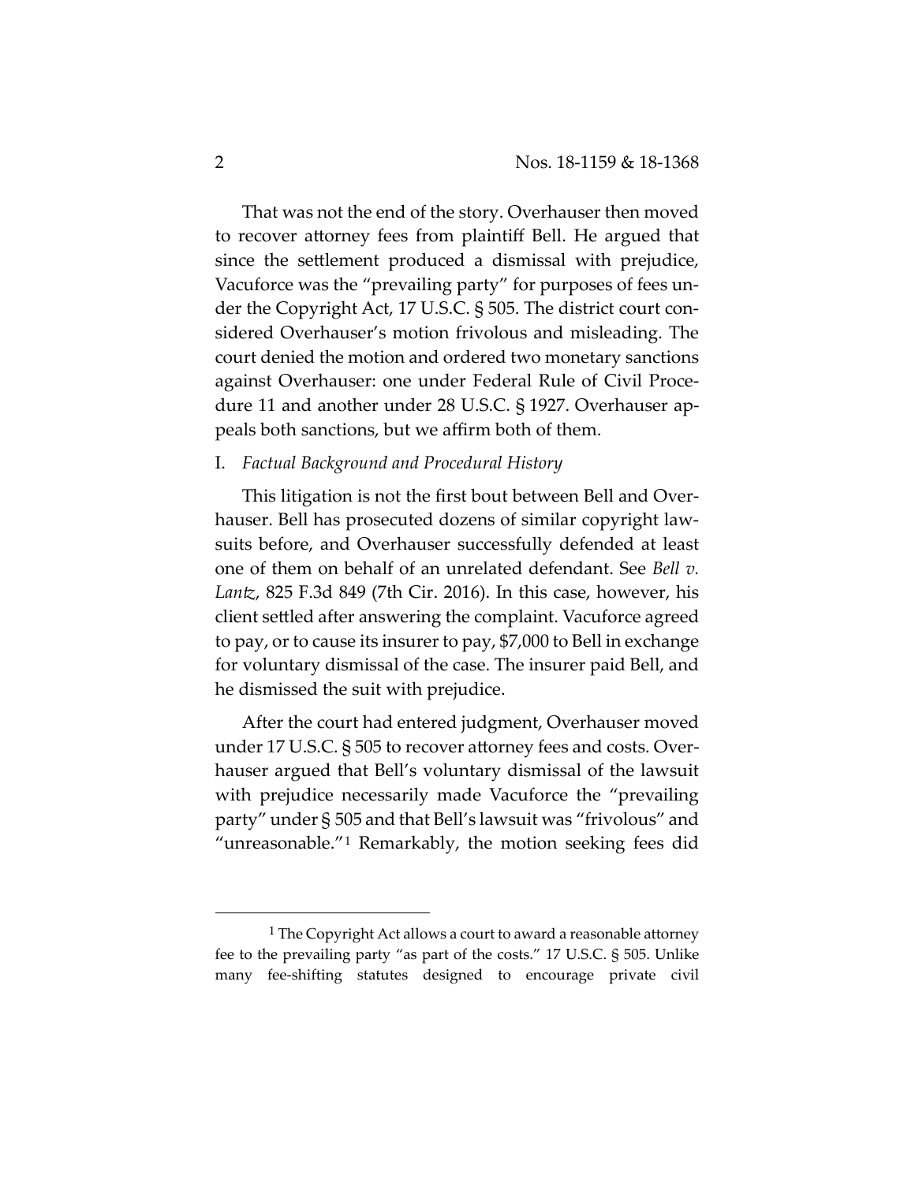That was not the end of the story. Overhauser then moved to recover attorney fees from plaintiff Bell. He argued that since the settlement produced a dismissal with prejudice, Vacuforce was the "prevailing party" for purposes of fees under the Copyright Act, 17 U.S.C. § 505. The district court considered Overhauser's motion frivolous and misleading. The court denied the motion and ordered two monetary sanctions against Overhauser: one under Federal Rule of Civil Procedure 11 and another under 28 U.S.C. § 1927. Overhauser appeals both sanctions, but we affirm both of them.

## I. *Factual Background and Procedural History*

This litigation is not the first bout between Bell and Overhauser. Bell has prosecuted dozens of similar copyright lawsuits before, and Overhauser successfully defended at least one of them on behalf of an unrelated defendant. See *Bell v. Lantz*, 825 F.3d 849 (7th Cir. 2016). In this case, however, his client settled after answering the complaint. Vacuforce agreed to pay, or to cause its insurer to pay, $7,000 to Bell in exchange for voluntary dismissal of the case. The insurer paid Bell, and he dismissed the suit with prejudice.

After the court had entered judgment, Overhauser moved under 17 U.S.C. § 505 to recover attorney fees and costs. Overhauser argued that Bell's voluntary dismissal of the lawsuit with prejudice necessarily made Vacuforce the "prevailing party" under § 505 and that Bell's lawsuit was "frivolous" and "unreasonable."[1] Remarkably, the motion seeking fees did

---

[1] The Copyright Act allows a court to award a reasonable attorney fee to the prevailing party "as part of the costs." 17 U.S.C. § 505. Unlike many fee-shifting statutes designed to encourage private civil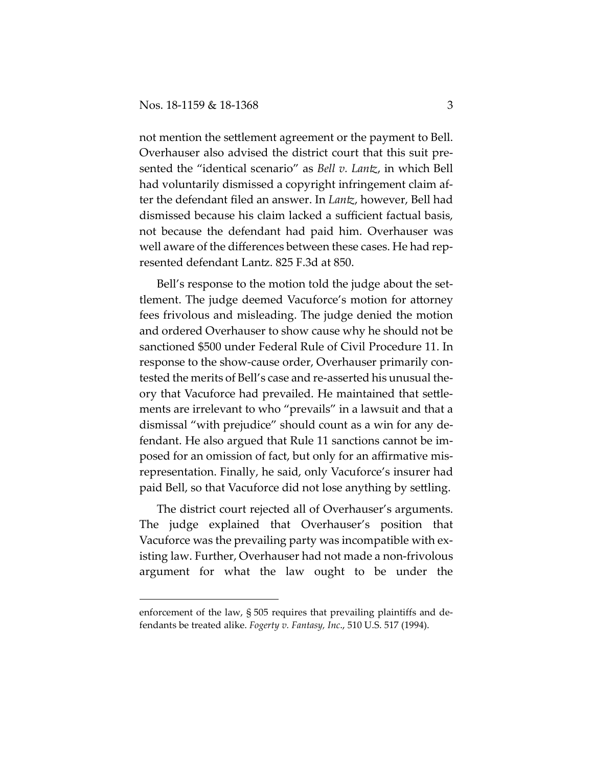not mention the settlement agreement or the payment to Bell. Overhauser also advised the district court that this suit presented the "identical scenario" as *Bell v. Lantz*, in which Bell had voluntarily dismissed a copyright infringement claim after the defendant filed an answer. In *Lantz*, however, Bell had dismissed because his claim lacked a sufficient factual basis, not because the defendant had paid him. Overhauser was well aware of the differences between these cases. He had represented defendant Lantz. 825 F.3d at 850.

Bell's response to the motion told the judge about the settlement. The judge deemed Vacuforce's motion for attorney fees frivolous and misleading. The judge denied the motion and ordered Overhauser to show cause why he should not be sanctioned $500 under Federal Rule of Civil Procedure 11. In response to the show-cause order, Overhauser primarily contested the merits of Bell's case and re-asserted his unusual theory that Vacuforce had prevailed. He maintained that settlements are irrelevant to who "prevails" in a lawsuit and that a dismissal "with prejudice" should count as a win for any defendant. He also argued that Rule 11 sanctions cannot be imposed for an omission of fact, but only for an affirmative misrepresentation. Finally, he said, only Vacuforce's insurer had paid Bell, so that Vacuforce did not lose anything by settling.

The district court rejected all of Overhauser's arguments. The judge explained that Overhauser's position that Vacuforce was the prevailing party was incompatible with existing law. Further, Overhauser had not made a non-frivolous argument for what the law ought to be under the

---

enforcement of the law, § 505 requires that prevailing plaintiffs and defendants be treated alike. *Fogerty v. Fantasy, Inc.*, 510 U.S. 517 (1994).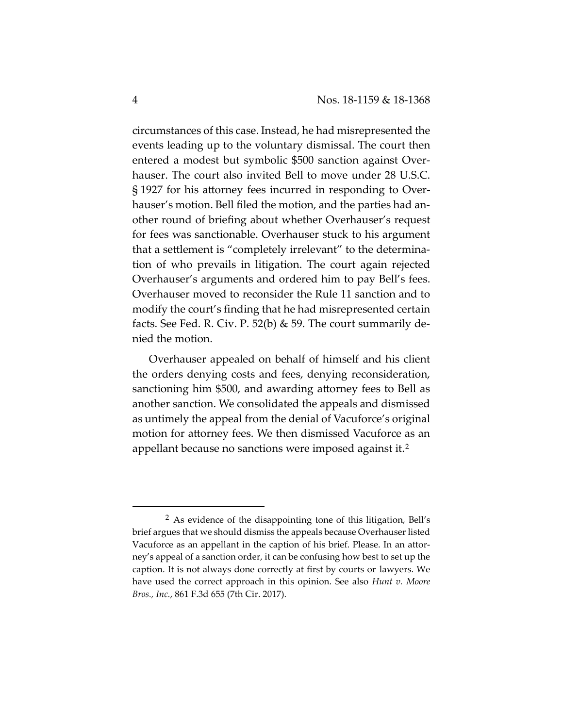circumstances of this case. Instead, he had misrepresented the events leading up to the voluntary dismissal. The court then entered a modest but symbolic $500 sanction against Overhauser. The court also invited Bell to move under 28 U.S.C. § 1927 for his attorney fees incurred in responding to Overhauser's motion. Bell filed the motion, and the parties had another round of briefing about whether Overhauser's request for fees was sanctionable. Overhauser stuck to his argument that a settlement is "completely irrelevant" to the determination of who prevails in litigation. The court again rejected Overhauser's arguments and ordered him to pay Bell's fees. Overhauser moved to reconsider the Rule 11 sanction and to modify the court's finding that he had misrepresented certain facts. See Fed. R. Civ. P. 52(b) & 59. The court summarily denied the motion.

Overhauser appealed on behalf of himself and his client the orders denying costs and fees, denying reconsideration, sanctioning him $500, and awarding attorney fees to Bell as another sanction. We consolidated the appeals and dismissed as untimely the appeal from the denial of Vacuforce's original motion for attorney fees. We then dismissed Vacuforce as an appellant because no sanctions were imposed against it.[2]

---

[2] As evidence of the disappointing tone of this litigation, Bell's brief argues that we should dismiss the appeals because Overhauser listed Vacuforce as an appellant in the caption of his brief. Please. In an attorney's appeal of a sanction order, it can be confusing how best to set up the caption. It is not always done correctly at first by courts or lawyers. We have used the correct approach in this opinion. See also *Hunt v. Moore Bros., Inc.*, 861 F.3d 655 (7th Cir. 2017).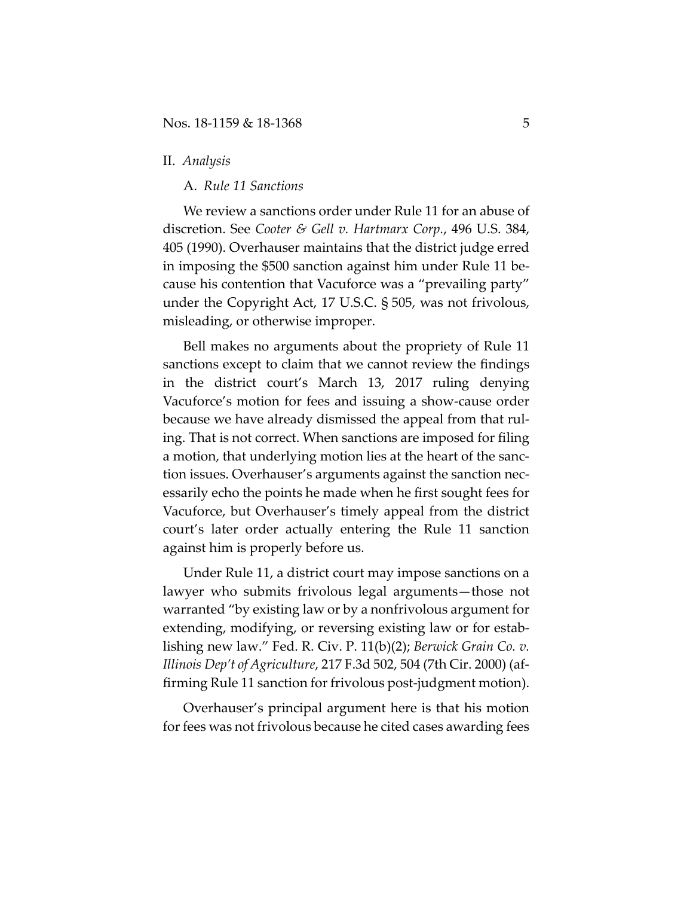## II. *Analysis*

### A. *Rule 11 Sanctions*

We review a sanctions order under Rule 11 for an abuse of discretion. See *Cooter & Gell v. Hartmarx Corp.*, 496 U.S. 384, 405 (1990). Overhauser maintains that the district judge erred in imposing the $500 sanction against him under Rule 11 because his contention that Vacuforce was a "prevailing party" under the Copyright Act, 17 U.S.C. § 505, was not frivolous, misleading, or otherwise improper.

Bell makes no arguments about the propriety of Rule 11 sanctions except to claim that we cannot review the findings in the district court's March 13, 2017 ruling denying Vacuforce's motion for fees and issuing a show-cause order because we have already dismissed the appeal from that ruling. That is not correct. When sanctions are imposed for filing a motion, that underlying motion lies at the heart of the sanction issues. Overhauser's arguments against the sanction necessarily echo the points he made when he first sought fees for Vacuforce, but Overhauser's timely appeal from the district court's later order actually entering the Rule 11 sanction against him is properly before us.

Under Rule 11, a district court may impose sanctions on a lawyer who submits frivolous legal arguments—those not warranted "by existing law or by a nonfrivolous argument for extending, modifying, or reversing existing law or for establishing new law." Fed. R. Civ. P. 11(b)(2); *Berwick Grain Co. v. Illinois Dep't of Agriculture*, 217 F.3d 502, 504 (7th Cir. 2000) (affirming Rule 11 sanction for frivolous post-judgment motion).

Overhauser's principal argument here is that his motion for fees was not frivolous because he cited cases awarding fees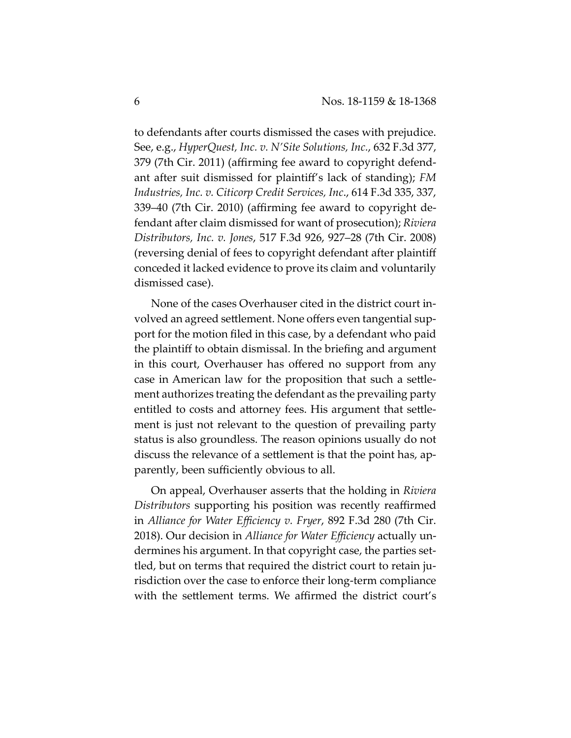to defendants after courts dismissed the cases with prejudice. See, e.g., *HyperQuest, Inc. v. N'Site Solutions, Inc.*, 632 F.3d 377, 379 (7th Cir. 2011) (affirming fee award to copyright defendant after suit dismissed for plaintiff's lack of standing); *FM Industries, Inc. v. Citicorp Credit Services, Inc.*, 614 F.3d 335, 337, 339–40 (7th Cir. 2010) (affirming fee award to copyright defendant after claim dismissed for want of prosecution); *Riviera Distributors, Inc. v. Jones*, 517 F.3d 926, 927–28 (7th Cir. 2008) (reversing denial of fees to copyright defendant after plaintiff conceded it lacked evidence to prove its claim and voluntarily dismissed case).

None of the cases Overhauser cited in the district court involved an agreed settlement. None offers even tangential support for the motion filed in this case, by a defendant who paid the plaintiff to obtain dismissal. In the briefing and argument in this court, Overhauser has offered no support from any case in American law for the proposition that such a settlement authorizes treating the defendant as the prevailing party entitled to costs and attorney fees. His argument that settlement is just not relevant to the question of prevailing party status is also groundless. The reason opinions usually do not discuss the relevance of a settlement is that the point has, apparently, been sufficiently obvious to all.

On appeal, Overhauser asserts that the holding in *Riviera Distributors* supporting his position was recently reaffirmed in *Alliance for Water Efficiency v. Fryer*, 892 F.3d 280 (7th Cir. 2018). Our decision in *Alliance for Water Efficiency* actually undermines his argument. In that copyright case, the parties settled, but on terms that required the district court to retain jurisdiction over the case to enforce their long-term compliance with the settlement terms. We affirmed the district court's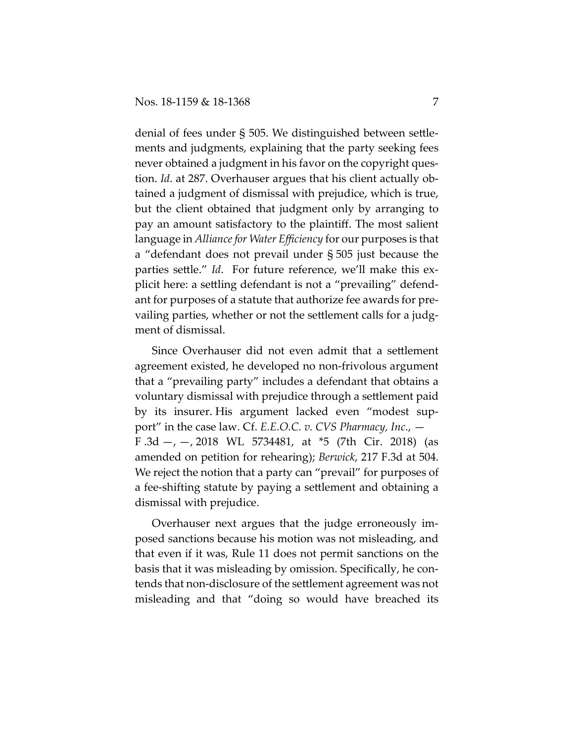denial of fees under § 505. We distinguished between settlements and judgments, explaining that the party seeking fees never obtained a judgment in his favor on the copyright question. *Id*. at 287. Overhauser argues that his client actually obtained a judgment of dismissal with prejudice, which is true, but the client obtained that judgment only by arranging to pay an amount satisfactory to the plaintiff. The most salient language in *Alliance for Water Efficiency* for our purposes is that a "defendant does not prevail under § 505 just because the parties settle." *Id*. For future reference, we'll make this explicit here: a settling defendant is not a "prevailing" defendant for purposes of a statute that authorize fee awards for prevailing parties, whether or not the settlement calls for a judgment of dismissal.

Since Overhauser did not even admit that a settlement agreement existed, he developed no non-frivolous argument that a "prevailing party" includes a defendant that obtains a voluntary dismissal with prejudice through a settlement paid by its insurer. His argument lacked even "modest support" in the case law. Cf. *E.E.O.C. v. CVS Pharmacy, Inc.*, — F .3d —, —, 2018 WL 5734481, at *5 (7th Cir. 2018) (as amended on petition for rehearing); *Berwick*, 217 F.3d at 504. We reject the notion that a party can "prevail" for purposes of a fee-shifting statute by paying a settlement and obtaining a dismissal with prejudice.

Overhauser next argues that the judge erroneously imposed sanctions because his motion was not misleading, and that even if it was, Rule 11 does not permit sanctions on the basis that it was misleading by omission. Specifically, he contends that non-disclosure of the settlement agreement was not misleading and that "doing so would have breached its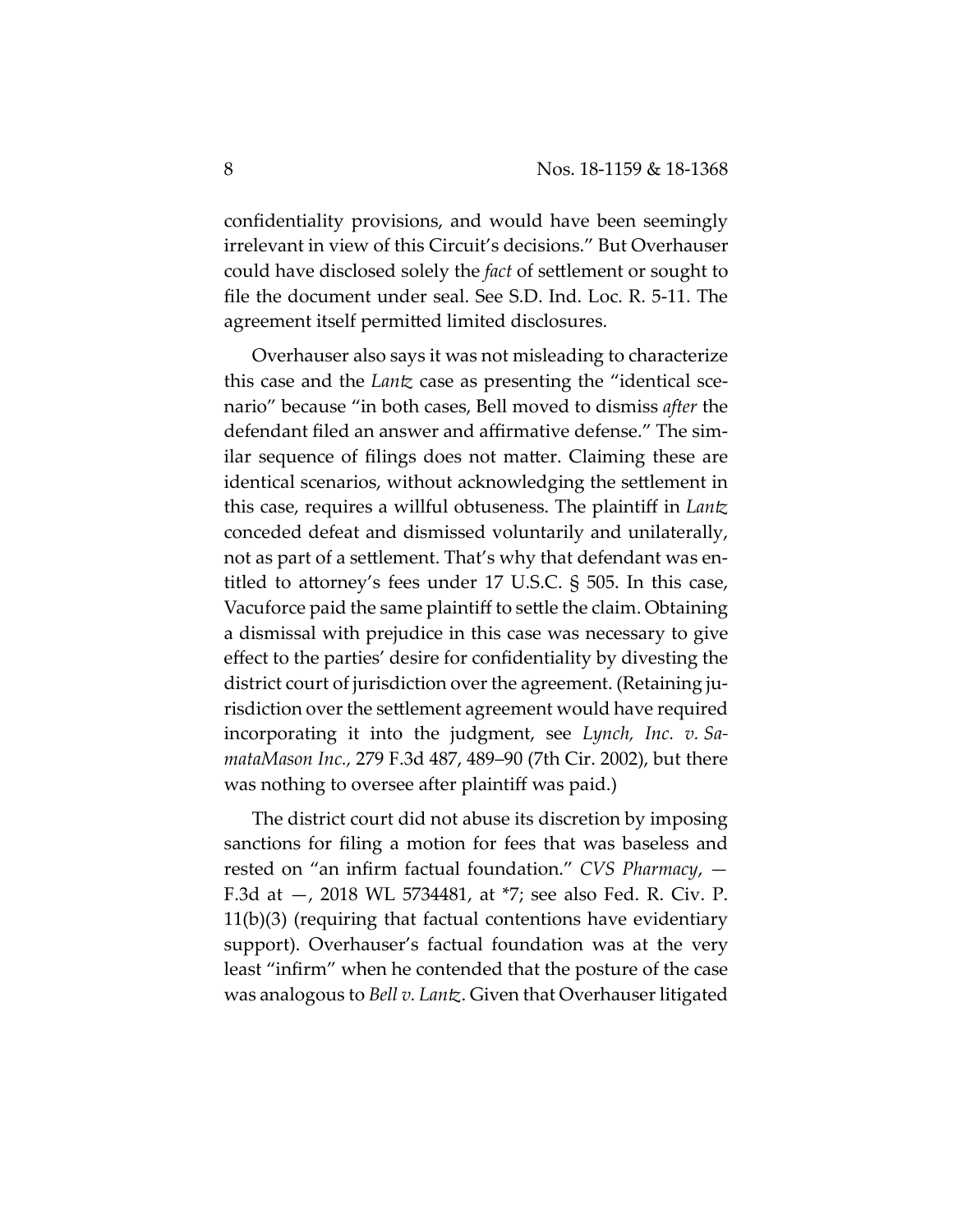confidentiality provisions, and would have been seemingly irrelevant in view of this Circuit's decisions." But Overhauser could have disclosed solely the *fact* of settlement or sought to file the document under seal. See S.D. Ind. Loc. R. 5-11. The agreement itself permitted limited disclosures.

Overhauser also says it was not misleading to characterize this case and the *Lantz* case as presenting the "identical scenario" because "in both cases, Bell moved to dismiss *after* the defendant filed an answer and affirmative defense." The similar sequence of filings does not matter. Claiming these are identical scenarios, without acknowledging the settlement in this case, requires a willful obtuseness. The plaintiff in *Lantz* conceded defeat and dismissed voluntarily and unilaterally, not as part of a settlement. That's why that defendant was entitled to attorney's fees under 17 U.S.C. § 505. In this case, Vacuforce paid the same plaintiff to settle the claim. Obtaining a dismissal with prejudice in this case was necessary to give effect to the parties' desire for confidentiality by divesting the district court of jurisdiction over the agreement. (Retaining jurisdiction over the settlement agreement would have required incorporating it into the judgment, see *Lynch, Inc. v. SamataMason Inc.,* 279 F.3d 487, 489–90 (7th Cir. 2002), but there was nothing to oversee after plaintiff was paid.)

The district court did not abuse its discretion by imposing sanctions for filing a motion for fees that was baseless and rested on "an infirm factual foundation." *CVS Pharmacy*, — F.3d at —, 2018 WL 5734481, at *7; see also Fed. R. Civ. P. 11(b)(3) (requiring that factual contentions have evidentiary support). Overhauser's factual foundation was at the very least "infirm" when he contended that the posture of the case was analogous to *Bell v. Lantz*. Given that Overhauser litigated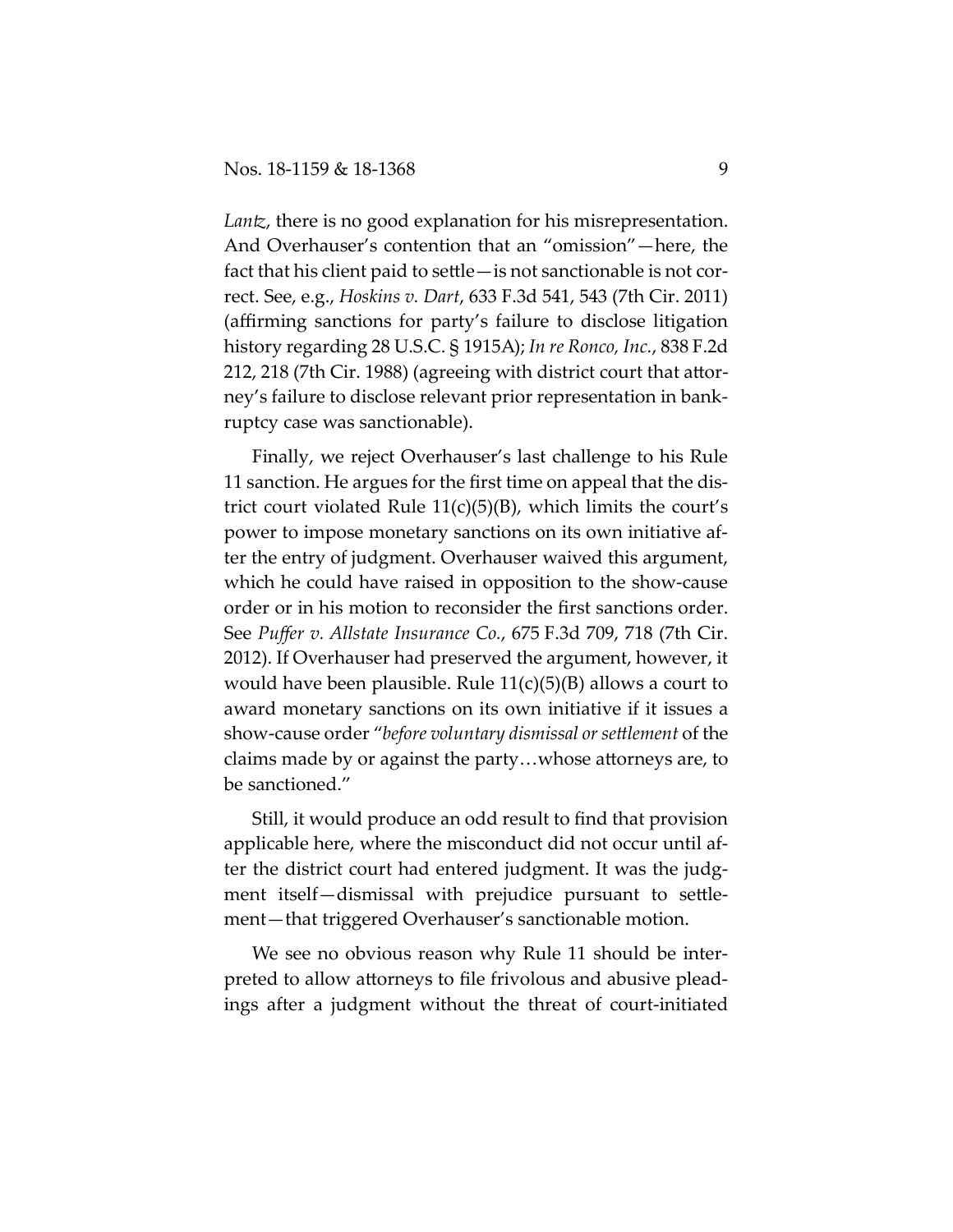*Lantz*, there is no good explanation for his misrepresentation. And Overhauser's contention that an "omission"—here, the fact that his client paid to settle—is not sanctionable is not correct. See, e.g., *Hoskins v. Dart*, 633 F.3d 541, 543 (7th Cir. 2011) (affirming sanctions for party's failure to disclose litigation history regarding 28 U.S.C. § 1915A); *In re Ronco, Inc.*, 838 F.2d 212, 218 (7th Cir. 1988) (agreeing with district court that attorney's failure to disclose relevant prior representation in bankruptcy case was sanctionable).

Finally, we reject Overhauser's last challenge to his Rule 11 sanction. He argues for the first time on appeal that the district court violated Rule 11(c)(5)(B), which limits the court's power to impose monetary sanctions on its own initiative after the entry of judgment. Overhauser waived this argument, which he could have raised in opposition to the show-cause order or in his motion to reconsider the first sanctions order. See *Puffer v. Allstate Insurance Co.*, 675 F.3d 709, 718 (7th Cir. 2012). If Overhauser had preserved the argument, however, it would have been plausible. Rule 11(c)(5)(B) allows a court to award monetary sanctions on its own initiative if it issues a show-cause order "*before voluntary dismissal or settlement* of the claims made by or against the party…whose attorneys are, to be sanctioned."

Still, it would produce an odd result to find that provision applicable here, where the misconduct did not occur until after the district court had entered judgment. It was the judgment itself—dismissal with prejudice pursuant to settlement—that triggered Overhauser's sanctionable motion.

We see no obvious reason why Rule 11 should be interpreted to allow attorneys to file frivolous and abusive pleadings after a judgment without the threat of court-initiated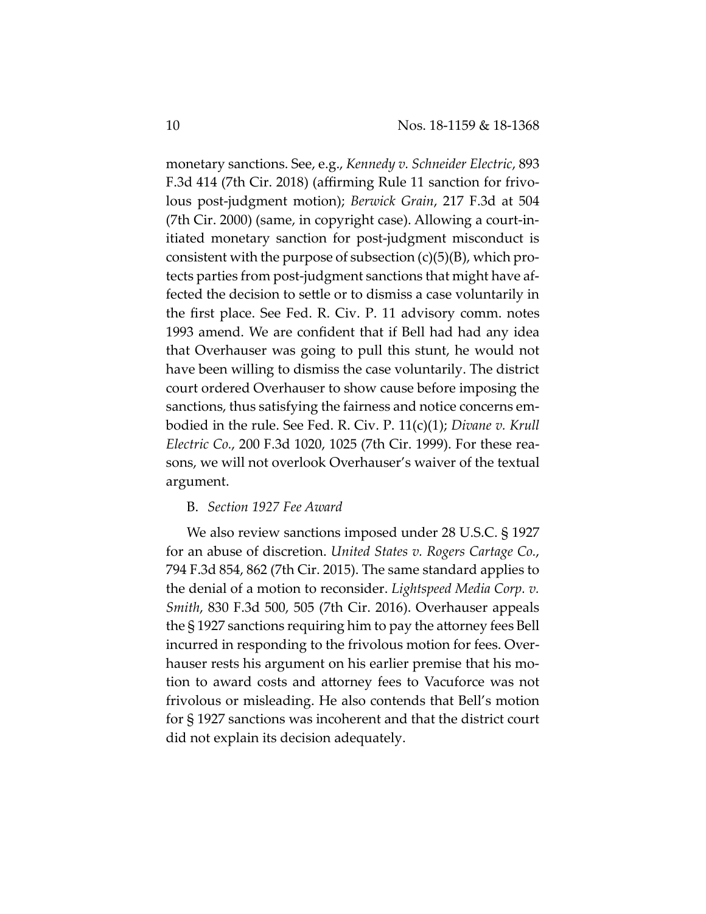monetary sanctions. See, e.g., *Kennedy v. Schneider Electric*, 893 F.3d 414 (7th Cir. 2018) (affirming Rule 11 sanction for frivolous post-judgment motion); *Berwick Grain*, 217 F.3d at 504 (7th Cir. 2000) (same, in copyright case). Allowing a court-initiated monetary sanction for post-judgment misconduct is consistent with the purpose of subsection (c)(5)(B), which protects parties from post-judgment sanctions that might have affected the decision to settle or to dismiss a case voluntarily in the first place. See Fed. R. Civ. P. 11 advisory comm. notes 1993 amend. We are confident that if Bell had had any idea that Overhauser was going to pull this stunt, he would not have been willing to dismiss the case voluntarily. The district court ordered Overhauser to show cause before imposing the sanctions, thus satisfying the fairness and notice concerns embodied in the rule. See Fed. R. Civ. P. 11(c)(1); *Divane v. Krull Electric Co.*, 200 F.3d 1020, 1025 (7th Cir. 1999). For these reasons, we will not overlook Overhauser's waiver of the textual argument.

B. *Section 1927 Fee Award*

We also review sanctions imposed under 28 U.S.C. § 1927 for an abuse of discretion. *United States v. Rogers Cartage Co.*, 794 F.3d 854, 862 (7th Cir. 2015). The same standard applies to the denial of a motion to reconsider. *Lightspeed Media Corp. v. Smith*, 830 F.3d 500, 505 (7th Cir. 2016). Overhauser appeals the § 1927 sanctions requiring him to pay the attorney fees Bell incurred in responding to the frivolous motion for fees. Overhauser rests his argument on his earlier premise that his motion to award costs and attorney fees to Vacuforce was not frivolous or misleading. He also contends that Bell's motion for § 1927 sanctions was incoherent and that the district court did not explain its decision adequately.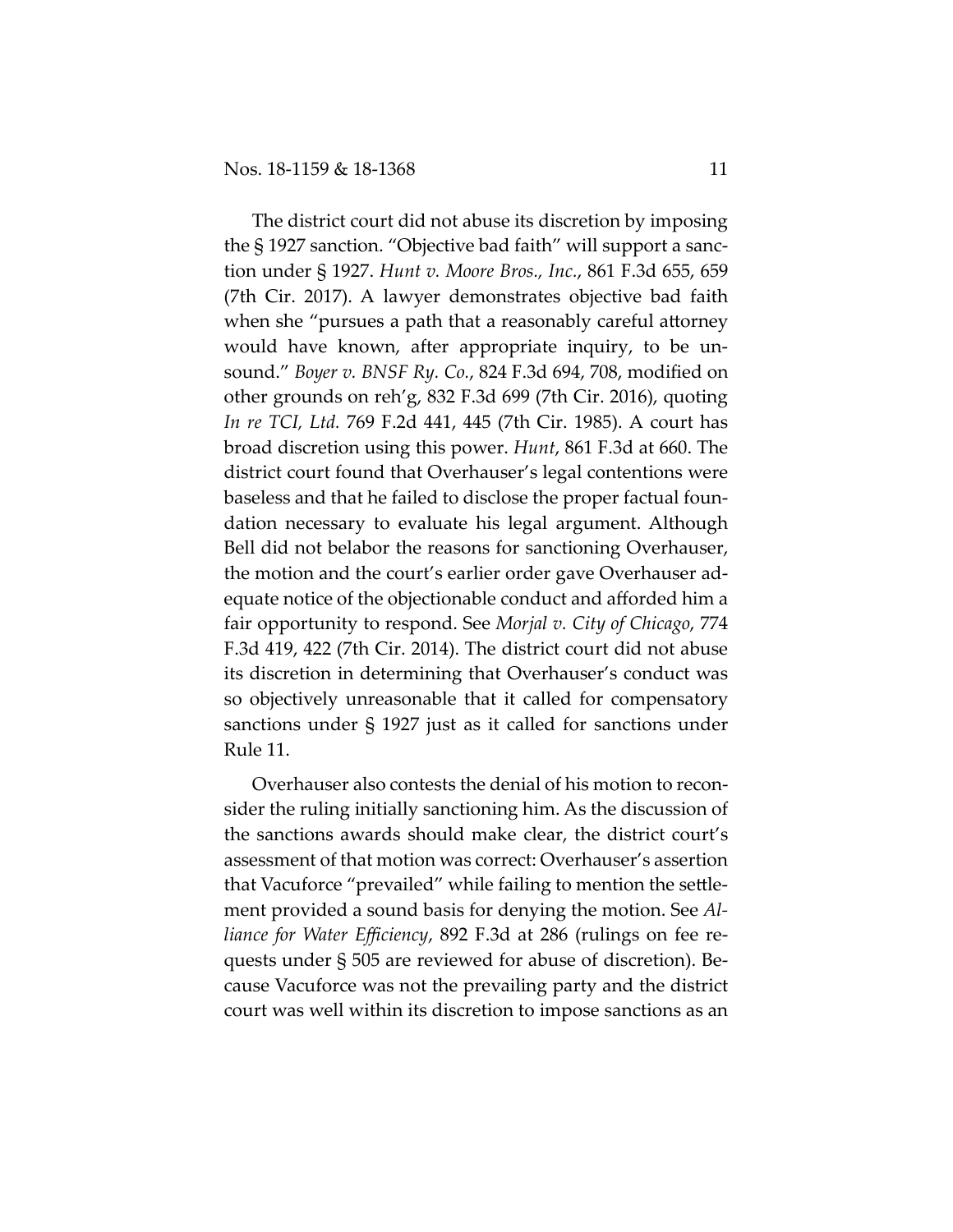The district court did not abuse its discretion by imposing the § 1927 sanction. "Objective bad faith" will support a sanction under § 1927. *Hunt v. Moore Bros., Inc.*, 861 F.3d 655, 659 (7th Cir. 2017). A lawyer demonstrates objective bad faith when she "pursues a path that a reasonably careful attorney would have known, after appropriate inquiry, to be unsound." *Boyer v. BNSF Ry. Co.*, 824 F.3d 694, 708, modified on other grounds on reh'g, 832 F.3d 699 (7th Cir. 2016), quoting *In re TCI, Ltd.* 769 F.2d 441, 445 (7th Cir. 1985). A court has broad discretion using this power. *Hunt*, 861 F.3d at 660. The district court found that Overhauser's legal contentions were baseless and that he failed to disclose the proper factual foundation necessary to evaluate his legal argument. Although Bell did not belabor the reasons for sanctioning Overhauser, the motion and the court's earlier order gave Overhauser adequate notice of the objectionable conduct and afforded him a fair opportunity to respond. See *Morjal v. City of Chicago*, 774 F.3d 419, 422 (7th Cir. 2014). The district court did not abuse its discretion in determining that Overhauser's conduct was so objectively unreasonable that it called for compensatory sanctions under § 1927 just as it called for sanctions under Rule 11.

Overhauser also contests the denial of his motion to reconsider the ruling initially sanctioning him. As the discussion of the sanctions awards should make clear, the district court's assessment of that motion was correct: Overhauser's assertion that Vacuforce "prevailed" while failing to mention the settlement provided a sound basis for denying the motion. See *Alliance for Water Efficiency*, 892 F.3d at 286 (rulings on fee requests under § 505 are reviewed for abuse of discretion). Because Vacuforce was not the prevailing party and the district court was well within its discretion to impose sanctions as an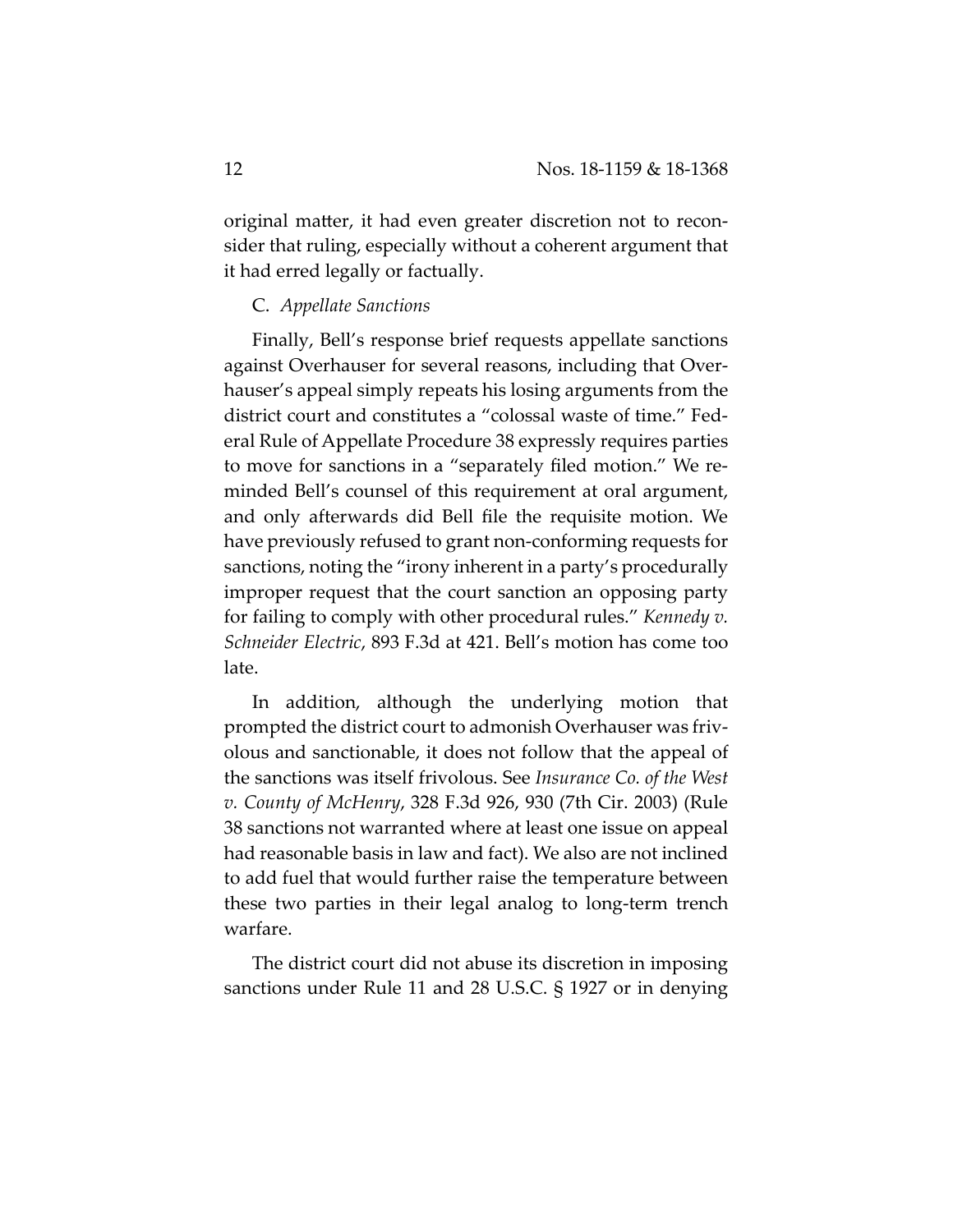original matter, it had even greater discretion not to reconsider that ruling, especially without a coherent argument that it had erred legally or factually.

C. *Appellate Sanctions*

Finally, Bell's response brief requests appellate sanctions against Overhauser for several reasons, including that Overhauser's appeal simply repeats his losing arguments from the district court and constitutes a "colossal waste of time." Federal Rule of Appellate Procedure 38 expressly requires parties to move for sanctions in a "separately filed motion." We reminded Bell's counsel of this requirement at oral argument, and only afterwards did Bell file the requisite motion. We have previously refused to grant non-conforming requests for sanctions, noting the "irony inherent in a party's procedurally improper request that the court sanction an opposing party for failing to comply with other procedural rules." *Kennedy v. Schneider Electric*, 893 F.3d at 421. Bell's motion has come too late.

In addition, although the underlying motion that prompted the district court to admonish Overhauser was frivolous and sanctionable, it does not follow that the appeal of the sanctions was itself frivolous. See *Insurance Co. of the West v. County of McHenry*, 328 F.3d 926, 930 (7th Cir. 2003) (Rule 38 sanctions not warranted where at least one issue on appeal had reasonable basis in law and fact). We also are not inclined to add fuel that would further raise the temperature between these two parties in their legal analog to long-term trench warfare.

The district court did not abuse its discretion in imposing sanctions under Rule 11 and 28 U.S.C. § 1927 or in denying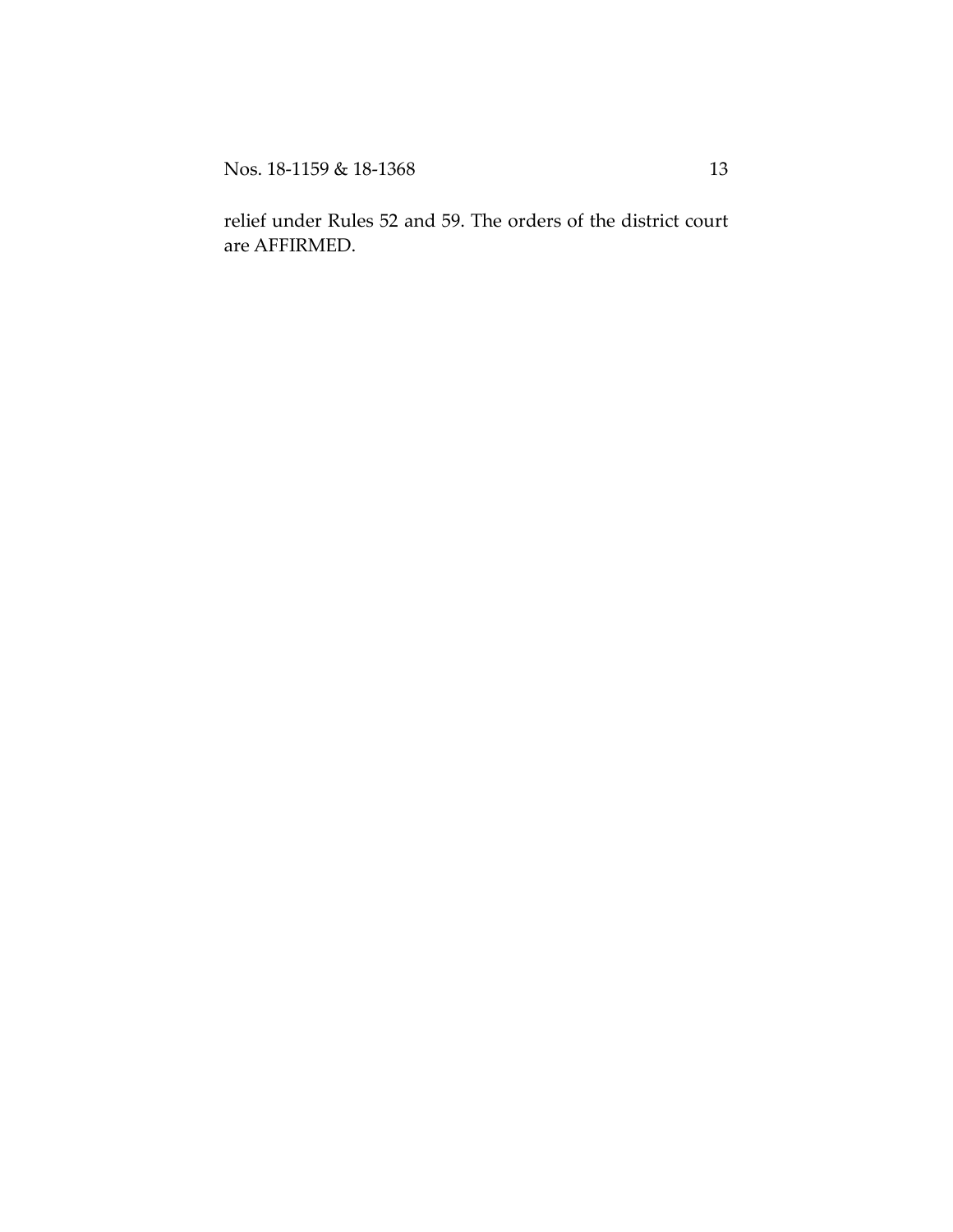relief under Rules 52 and 59. The orders of the district court are AFFIRMED.